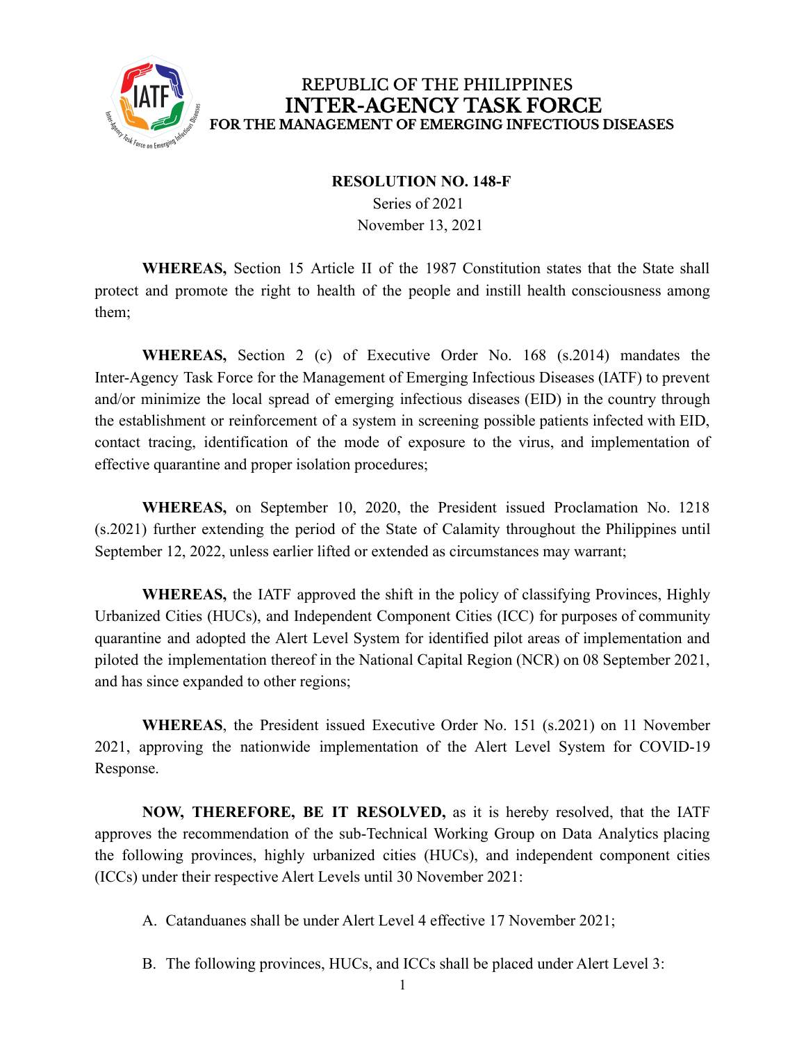REPUBLIC OF THE PHILIPPINES
**INTER-AGENCY TASK FORCE**
**FOR THE MANAGEMENT OF EMERGING INFECTIOUS DISEASES**

**RESOLUTION NO. 148-F**
Series of 2021
November 13, 2021

**WHEREAS,** Section 15 Article II of the 1987 Constitution states that the State shall protect and promote the right to health of the people and instill health consciousness among them;

**WHEREAS,** Section 2 (c) of Executive Order No. 168 (s.2014) mandates the Inter-Agency Task Force for the Management of Emerging Infectious Diseases (IATF) to prevent and/or minimize the local spread of emerging infectious diseases (EID) in the country through the establishment or reinforcement of a system in screening possible patients infected with EID, contact tracing, identification of the mode of exposure to the virus, and implementation of effective quarantine and proper isolation procedures;

**WHEREAS,** on September 10, 2020, the President issued Proclamation No. 1218 (s.2021) further extending the period of the State of Calamity throughout the Philippines until September 12, 2022, unless earlier lifted or extended as circumstances may warrant;

**WHEREAS,** the IATF approved the shift in the policy of classifying Provinces, Highly Urbanized Cities (HUCs), and Independent Component Cities (ICC) for purposes of community quarantine and adopted the Alert Level System for identified pilot areas of implementation and piloted the implementation thereof in the National Capital Region (NCR) on 08 September 2021, and has since expanded to other regions;

**WHEREAS**, the President issued Executive Order No. 151 (s.2021) on 11 November 2021, approving the nationwide implementation of the Alert Level System for COVID-19 Response.

**NOW, THEREFORE, BE IT RESOLVED,** as it is hereby resolved, that the IATF approves the recommendation of the sub-Technical Working Group on Data Analytics placing the following provinces, highly urbanized cities (HUCs), and independent component cities (ICCs) under their respective Alert Levels until 30 November 2021:

A. Catanduanes shall be under Alert Level 4 effective 17 November 2021;

B. The following provinces, HUCs, and ICCs shall be placed under Alert Level 3: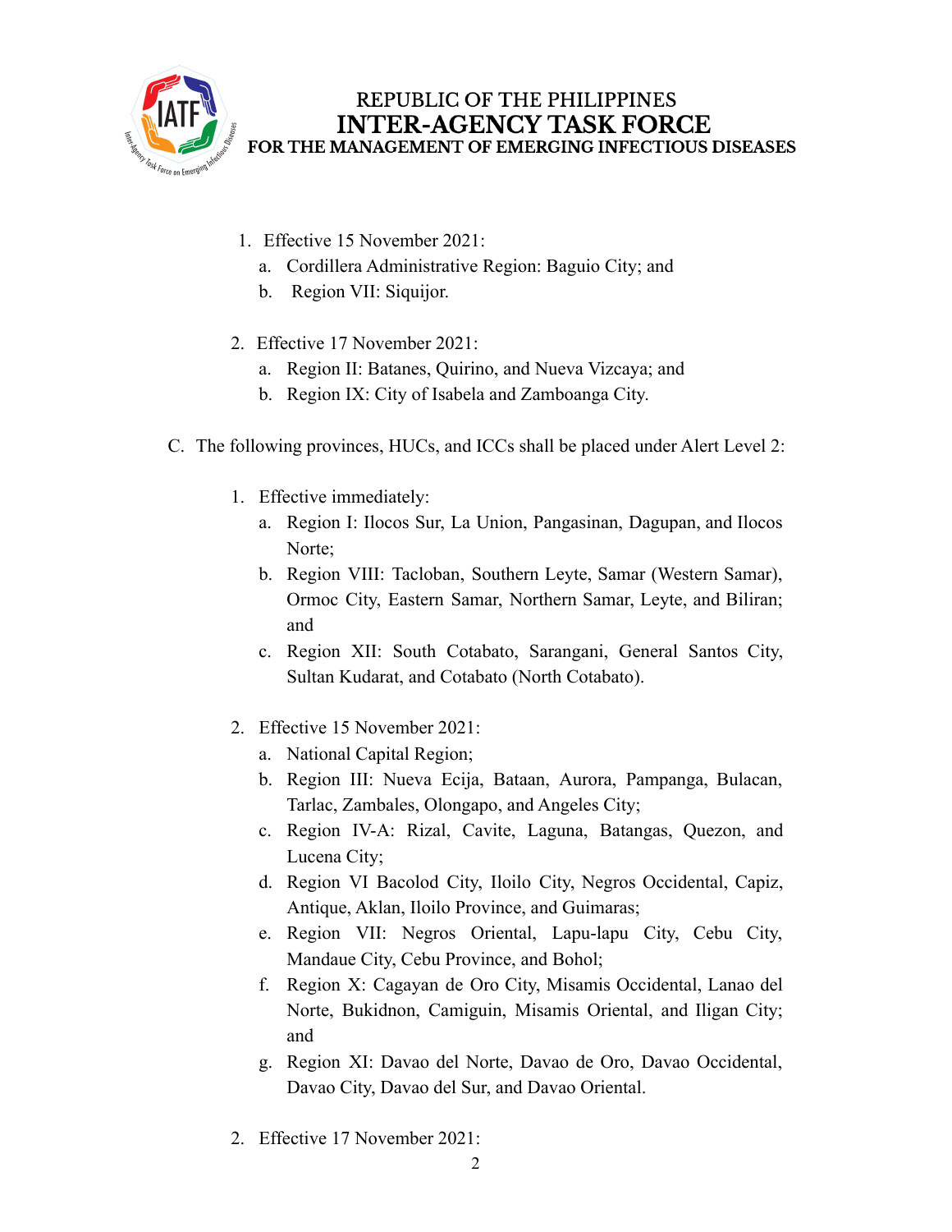1. Effective 15 November 2021:
    a. Cordillera Administrative Region: Baguio City; and
    b. Region VII: Siquijor.

2. Effective 17 November 2021:
    a. Region II: Batanes, Quirino, and Nueva Vizcaya; and
    b. Region IX: City of Isabela and Zamboanga City.

C. The following provinces, HUCs, and ICCs shall be placed under Alert Level 2:

1. Effective immediately:
    a. Region I: Ilocos Sur, La Union, Pangasinan, Dagupan, and Ilocos Norte;
    b. Region VIII: Tacloban, Southern Leyte, Samar (Western Samar), Ormoc City, Eastern Samar, Northern Samar, Leyte, and Biliran; and
    c. Region XII: South Cotabato, Sarangani, General Santos City, Sultan Kudarat, and Cotabato (North Cotabato).

2. Effective 15 November 2021:
    a. National Capital Region;
    b. Region III: Nueva Ecija, Bataan, Aurora, Pampanga, Bulacan, Tarlac, Zambales, Olongapo, and Angeles City;
    c. Region IV-A: Rizal, Cavite, Laguna, Batangas, Quezon, and Lucena City;
    d. Region VI Bacolod City, Iloilo City, Negros Occidental, Capiz, Antique, Aklan, Iloilo Province, and Guimaras;
    e. Region VII: Negros Oriental, Lapu-lapu City, Cebu City, Mandaue City, Cebu Province, and Bohol;
    f. Region X: Cagayan de Oro City, Misamis Occidental, Lanao del Norte, Bukidnon, Camiguin, Misamis Oriental, and Iligan City; and
    g. Region XI: Davao del Norte, Davao de Oro, Davao Occidental, Davao City, Davao del Sur, and Davao Oriental.

2. Effective 17 November 2021: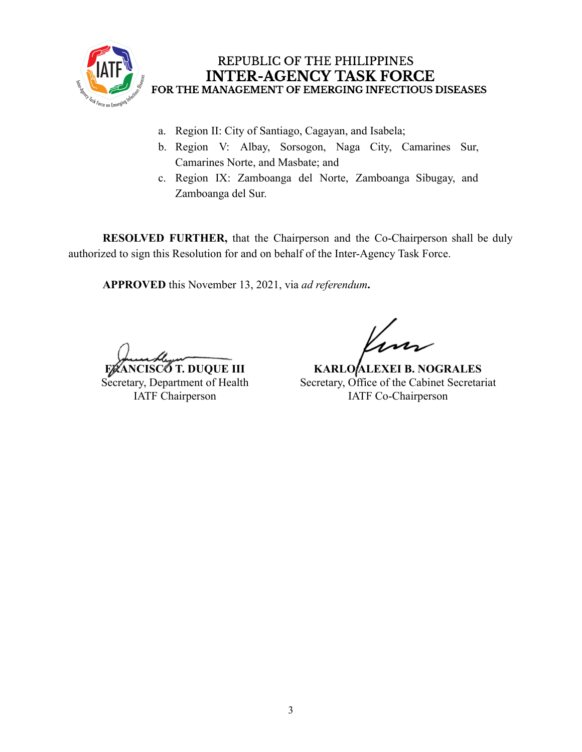a. Region II: City of Santiago, Cagayan, and Isabela;
b. Region V: Albay, Sorsogon, Naga City, Camarines Sur, Camarines Norte, and Masbate; and
c. Region IX: Zamboanga del Norte, Zamboanga Sibugay, and Zamboanga del Sur.

**RESOLVED FURTHER,** that the Chairperson and the Co-Chairperson shall be duly authorized to sign this Resolution for and on behalf of the Inter-Agency Task Force.

**APPROVED** this November 13, 2021, via *ad referendum***.**

**FRANCISCO T. DUQUE III**
Secretary, Department of Health
IATF Chairperson

**KARLO ALEXEI B. NOGRALES**
Secretary, Office of the Cabinet Secretariat
IATF Co-Chairperson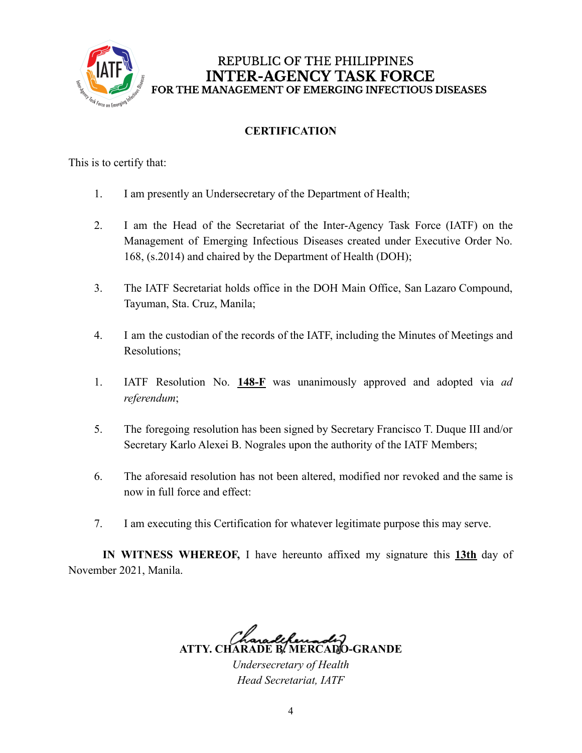REPUBLIC OF THE PHILIPPINES
**INTER-AGENCY TASK FORCE**
**FOR THE MANAGEMENT OF EMERGING INFECTIOUS DISEASES**

**CERTIFICATION**

This is to certify that:

1. I am presently an Undersecretary of the Department of Health;

2. I am the Head of the Secretariat of the Inter-Agency Task Force (IATF) on the Management of Emerging Infectious Diseases created under Executive Order No. 168, (s.2014) and chaired by the Department of Health (DOH);

3. The IATF Secretariat holds office in the DOH Main Office, San Lazaro Compound, Tayuman, Sta. Cruz, Manila;

4. I am the custodian of the records of the IATF, including the Minutes of Meetings and Resolutions;

1. IATF Resolution No. **148-F** was unanimously approved and adopted via *ad referendum*;

5. The foregoing resolution has been signed by Secretary Francisco T. Duque III and/or Secretary Karlo Alexei B. Nograles upon the authority of the IATF Members;

6. The aforesaid resolution has not been altered, modified nor revoked and the same is now in full force and effect:

7. I am executing this Certification for whatever legitimate purpose this may serve.

**IN WITNESS WHEREOF,** I have hereunto affixed my signature this **13th** day of November 2021, Manila.

**ATTY. CHARADE B. MERCADO-GRANDE**
*Undersecretary of Health*
*Head Secretariat, IATF*